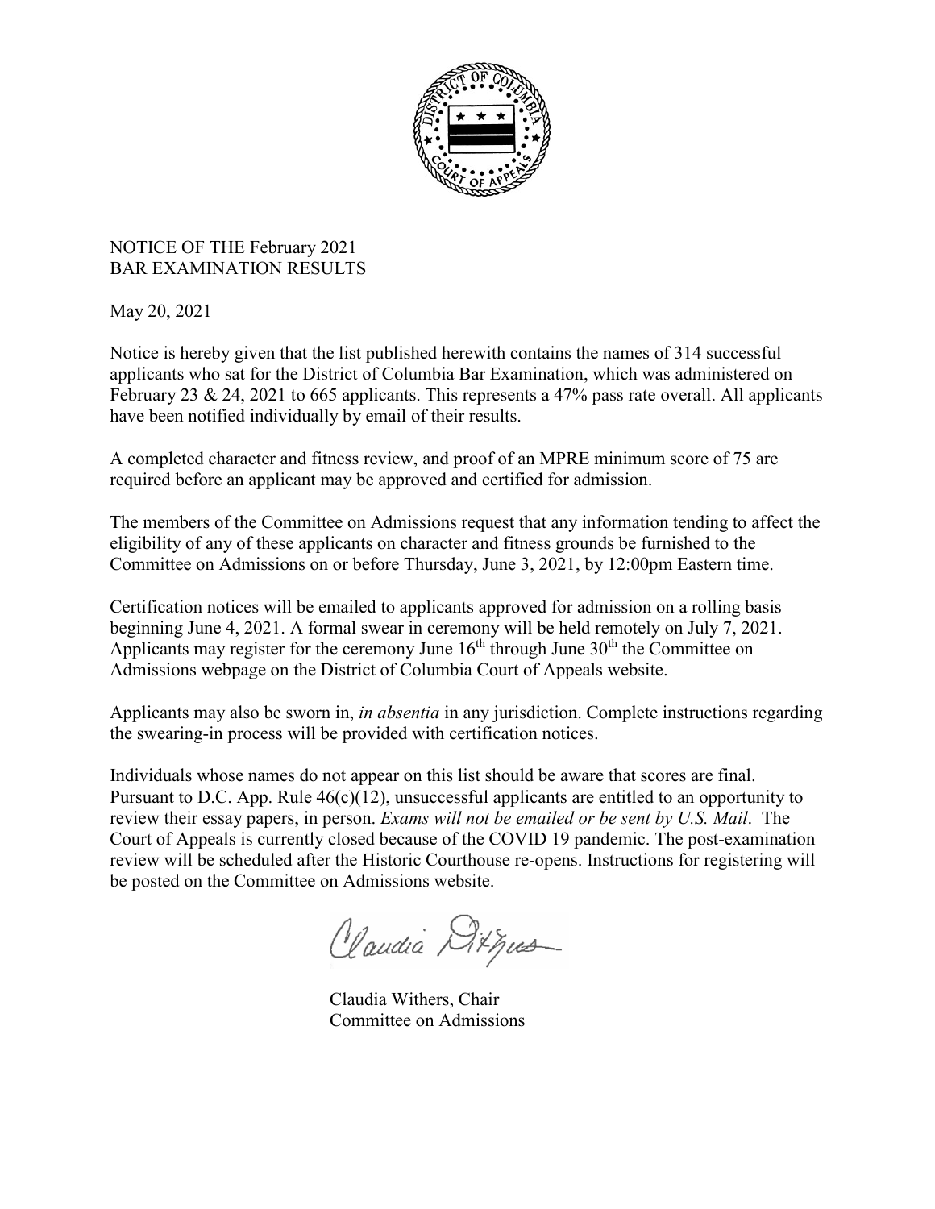NOTICE OF THE February 2021
BAR EXAMINATION RESULTS

May 20, 2021

Notice is hereby given that the list published herewith contains the names of 314 successful applicants who sat for the District of Columbia Bar Examination, which was administered on February 23 & 24, 2021 to 665 applicants. This represents a 47% pass rate overall. All applicants have been notified individually by email of their results.

A completed character and fitness review, and proof of an MPRE minimum score of 75 are required before an applicant may be approved and certified for admission.

The members of the Committee on Admissions request that any information tending to affect the eligibility of any of these applicants on character and fitness grounds be furnished to the Committee on Admissions on or before Thursday, June 3, 2021, by 12:00pm Eastern time.

Certification notices will be emailed to applicants approved for admission on a rolling basis beginning June 4, 2021. A formal swear in ceremony will be held remotely on July 7, 2021. Applicants may register for the ceremony June 16th through June 30th the Committee on Admissions webpage on the District of Columbia Court of Appeals website.

Applicants may also be sworn in, *in absentia* in any jurisdiction. Complete instructions regarding the swearing-in process will be provided with certification notices.

Individuals whose names do not appear on this list should be aware that scores are final. Pursuant to D.C. App. Rule 46(c)(12), unsuccessful applicants are entitled to an opportunity to review their essay papers, in person. *Exams will not be emailed or be sent by U.S. Mail*. The Court of Appeals is currently closed because of the COVID 19 pandemic. The post-examination review will be scheduled after the Historic Courthouse re-opens. Instructions for registering will be posted on the Committee on Admissions website.

Claudia Withers, Chair
Committee on Admissions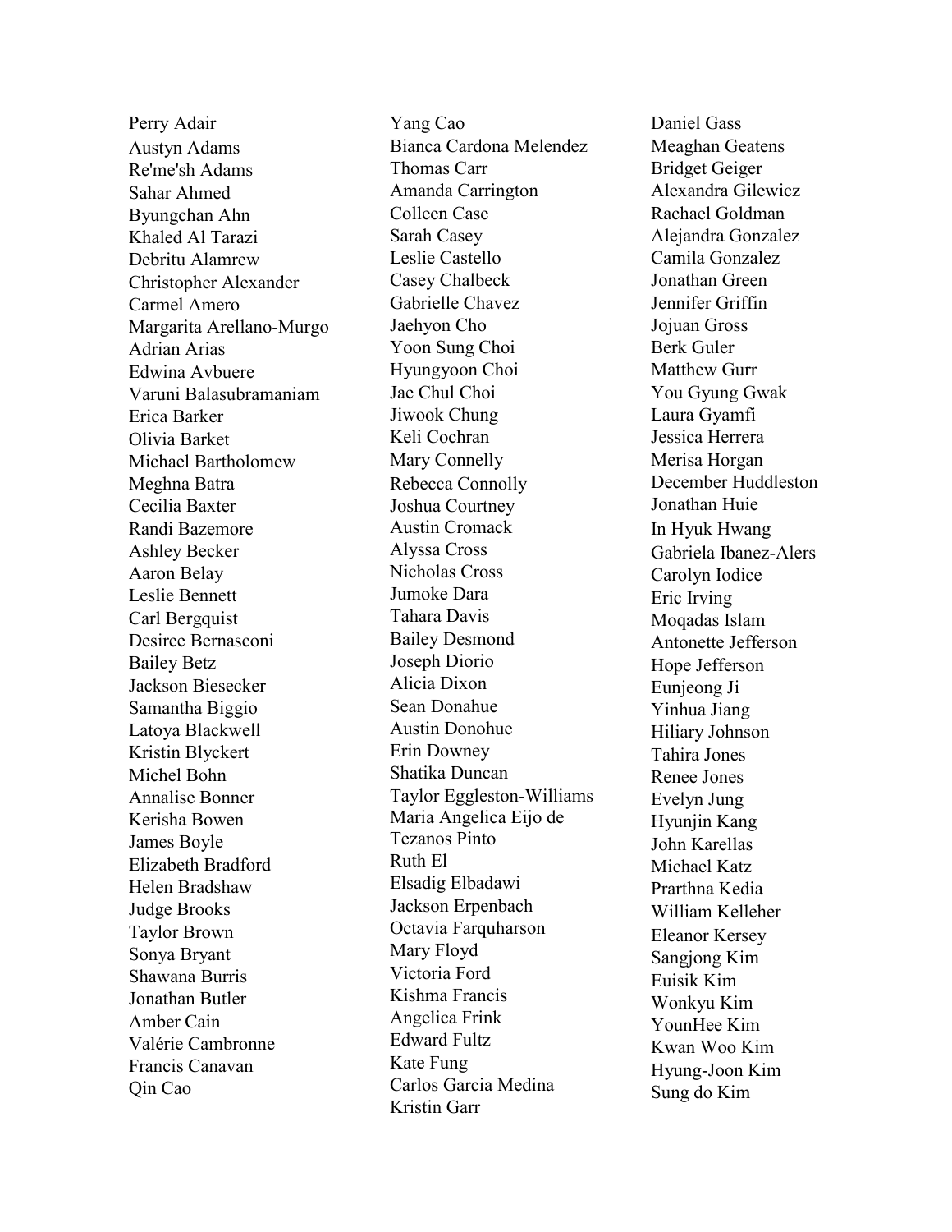Perry Adair
Austyn Adams
Re'me'sh Adams
Sahar Ahmed
Byungchan Ahn
Khaled Al Tarazi
Debritu Alamrew
Christopher Alexander
Carmel Amero
Margarita Arellano-Murgo
Adrian Arias
Edwina Avbuere
Varuni Balasubramaniam
Erica Barker
Olivia Barket
Michael Bartholomew
Meghna Batra
Cecilia Baxter
Randi Bazemore
Ashley Becker
Aaron Belay
Leslie Bennett
Carl Bergquist
Desiree Bernasconi
Bailey Betz
Jackson Biesecker
Samantha Biggio
Latoya Blackwell
Kristin Blyckert
Michel Bohn
Annalise Bonner
Kerisha Bowen
James Boyle
Elizabeth Bradford
Helen Bradshaw
Judge Brooks
Taylor Brown
Sonya Bryant
Shawana Burris
Jonathan Butler
Amber Cain
Valérie Cambronne
Francis Canavan
Qin Cao
Yang Cao
Bianca Cardona Melendez
Thomas Carr
Amanda Carrington
Colleen Case
Sarah Casey
Leslie Castello
Casey Chalbeck
Gabrielle Chavez
Jaehyon Cho
Yoon Sung Choi
Hyungyoon Choi
Jae Chul Choi
Jiwook Chung
Keli Cochran
Mary Connelly
Rebecca Connolly
Joshua Courtney
Austin Cromack
Alyssa Cross
Nicholas Cross
Jumoke Dara
Tahara Davis
Bailey Desmond
Joseph Diorio
Alicia Dixon
Sean Donahue
Austin Donohue
Erin Downey
Shatika Duncan
Taylor Eggleston-Williams
Maria Angelica Eijo de Tezanos Pinto
Ruth El
Elsadig Elbadawi
Jackson Erpenbach
Octavia Farquharson
Mary Floyd
Victoria Ford
Kishma Francis
Angelica Frink
Edward Fultz
Kate Fung
Carlos Garcia Medina
Kristin Garr
Daniel Gass
Meaghan Geatens
Bridget Geiger
Alexandra Gilewicz
Rachael Goldman
Alejandra Gonzalez
Camila Gonzalez
Jonathan Green
Jennifer Griffin
Jojuan Gross
Berk Guler
Matthew Gurr
You Gyung Gwak
Laura Gyamfi
Jessica Herrera
Merisa Horgan
December Huddleston
Jonathan Huie
In Hyuk Hwang
Gabriela Ibanez-Alers
Carolyn Iodice
Eric Irving
Moqadas Islam
Antonette Jefferson
Hope Jefferson
Eunjeong Ji
Yinhua Jiang
Hiliary Johnson
Tahira Jones
Renee Jones
Evelyn Jung
Hyunjin Kang
John Karellas
Michael Katz
Prarthna Kedia
William Kelleher
Eleanor Kersey
Sangjong Kim
Euisik Kim
Wonkyu Kim
YounHee Kim
Kwan Woo Kim
Hyung-Joon Kim
Sung do Kim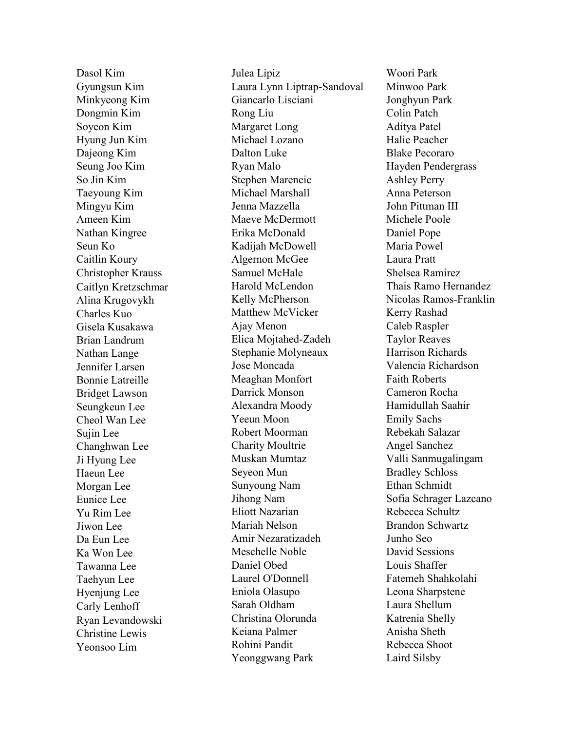Dasol Kim
Gyungsun Kim
Minkyeong Kim
Dongmin Kim
Soyeon Kim
Hyung Jun Kim
Dajeong Kim
Seung Joo Kim
So Jin Kim
Taeyoung Kim
Mingyu Kim
Ameen Kim
Nathan Kingree
Seun Ko
Caitlin Koury
Christopher Krauss
Caitlyn Kretzschmar
Alina Krugovykh
Charles Kuo
Gisela Kusakawa
Brian Landrum
Nathan Lange
Jennifer Larsen
Bonnie Latreille
Bridget Lawson
Seungkeun Lee
Cheol Wan Lee
Sujin Lee
Changhwan Lee
Ji Hyung Lee
Haeun Lee
Morgan Lee
Eunice Lee
Yu Rim Lee
Jiwon Lee
Da Eun Lee
Ka Won Lee
Tawanna Lee
Taehyun Lee
Hyenjung Lee
Carly Lenhoff
Ryan Levandowski
Christine Lewis
Yeonsoo Lim
Julea Lipiz
Laura Lynn Liptrap-Sandoval
Giancarlo Lisciani
Rong Liu
Margaret Long
Michael Lozano
Dalton Luke
Ryan Malo
Stephen Marencic
Michael Marshall
Jenna Mazzella
Maeve McDermott
Erika McDonald
Kadijah McDowell
Algernon McGee
Samuel McHale
Harold McLendon
Kelly McPherson
Matthew McVicker
Ajay Menon
Elica Mojtahed-Zadeh
Stephanie Molyneaux
Jose Moncada
Meaghan Monfort
Darrick Monson
Alexandra Moody
Yeeun Moon
Robert Moorman
Charity Moultrie
Muskan Mumtaz
Seyeon Mun
Sunyoung Nam
Jihong Nam
Eliott Nazarian
Mariah Nelson
Amir Nezaratizadeh
Meschelle Noble
Daniel Obed
Laurel O'Donnell
Eniola Olasupo
Sarah Oldham
Christina Olorunda
Keiana Palmer
Rohini Pandit
Yeonggwang Park
Woori Park
Minwoo Park
Jonghyun Park
Colin Patch
Aditya Patel
Halie Peacher
Blake Pecoraro
Hayden Pendergrass
Ashley Perry
Anna Peterson
John Pittman III
Michele Poole
Daniel Pope
Maria Powel
Laura Pratt
Shelsea Ramirez
Thais Ramo Hernandez
Nicolas Ramos-Franklin
Kerry Rashad
Caleb Raspler
Taylor Reaves
Harrison Richards
Valencia Richardson
Faith Roberts
Cameron Rocha
Hamidullah Saahir
Emily Sachs
Rebekah Salazar
Angel Sanchez
Valli Sanmugalingam
Bradley Schloss
Ethan Schmidt
Sofia Schrager Lazcano
Rebecca Schultz
Brandon Schwartz
Junho Seo
David Sessions
Louis Shaffer
Fatemeh Shahkolahi
Leona Sharpstene
Laura Shellum
Katrenia Shelly
Anisha Sheth
Rebecca Shoot
Laird Silsby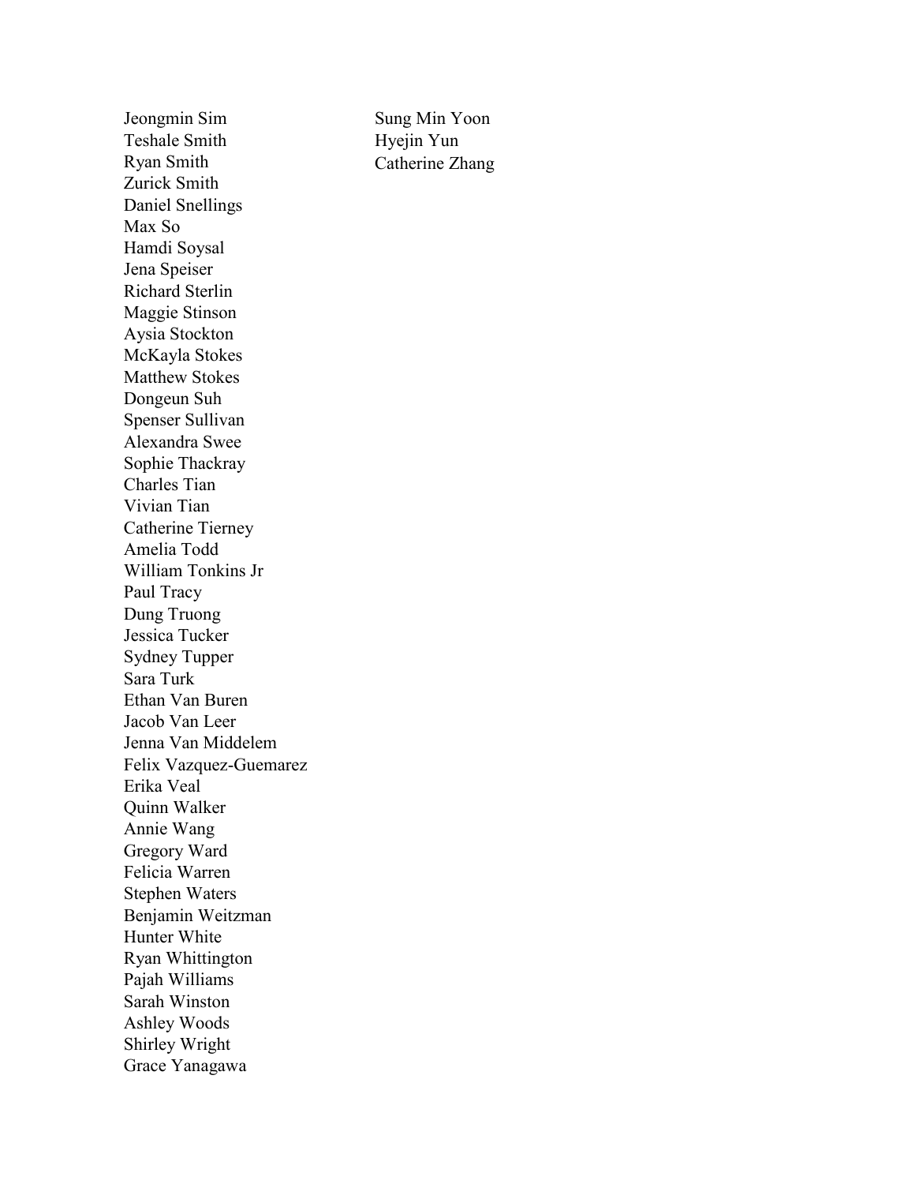Jeongmin Sim
Teshale Smith
Ryan Smith
Zurick Smith
Daniel Snellings
Max So
Hamdi Soysal
Jena Speiser
Richard Sterlin
Maggie Stinson
Aysia Stockton
McKayla Stokes
Matthew Stokes
Dongeun Suh
Spenser Sullivan
Alexandra Swee
Sophie Thackray
Charles Tian
Vivian Tian
Catherine Tierney
Amelia Todd
William Tonkins Jr
Paul Tracy
Dung Truong
Jessica Tucker
Sydney Tupper
Sara Turk
Ethan Van Buren
Jacob Van Leer
Jenna Van Middelem
Felix Vazquez-Guemarez
Erika Veal
Quinn Walker
Annie Wang
Gregory Ward
Felicia Warren
Stephen Waters
Benjamin Weitzman
Hunter White
Ryan Whittington
Pajah Williams
Sarah Winston
Ashley Woods
Shirley Wright
Grace Yanagawa
Sung Min Yoon
Hyejin Yun
Catherine Zhang